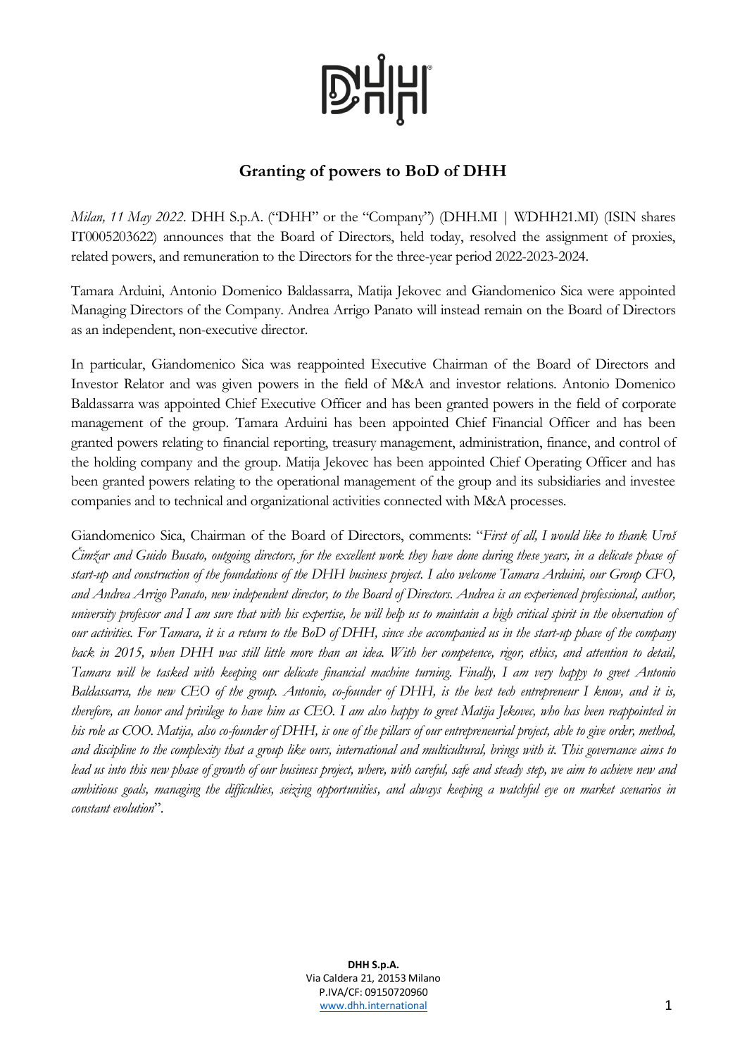# Granting of powers to BoD of DHH

*Milan, 11 May 2022*. DHH S.p.A. ("DHH" or the "Company") (DHH.MI | WDHH21.MI) (ISIN shares IT0005203622) announces that the Board of Directors, held today, resolved the assignment of proxies, related powers, and remuneration to the Directors for the three-year period 2022-2023-2024.

Tamara Arduini, Antonio Domenico Baldassarra, Matija Jekovec and Giandomenico Sica were appointed Managing Directors of the Company. Andrea Arrigo Panato will instead remain on the Board of Directors as an independent, non-executive director.

In particular, Giandomenico Sica was reappointed Executive Chairman of the Board of Directors and Investor Relator and was given powers in the field of M&A and investor relations. Antonio Domenico Baldassarra was appointed Chief Executive Officer and has been granted powers in the field of corporate management of the group. Tamara Arduini has been appointed Chief Financial Officer and has been granted powers relating to financial reporting, treasury management, administration, finance, and control of the holding company and the group. Matija Jekovec has been appointed Chief Operating Officer and has been granted powers relating to the operational management of the group and its subsidiaries and investee companies and to technical and organizational activities connected with M&A processes.

Giandomenico Sica, Chairman of the Board of Directors, comments: "*First of all, I would like to thank Uroš Čimžar and Guido Busato, outgoing directors, for the excellent work they have done during these years, in a delicate phase of start-up and construction of the foundations of the DHH business project. I also welcome Tamara Arduini, our Group CFO, and Andrea Arrigo Panato, new independent director, to the Board of Directors. Andrea is an experienced professional, author, university professor and I am sure that with his expertise, he will help us to maintain a high critical spirit in the observation of our activities. For Tamara, it is a return to the BoD of DHH, since she accompanied us in the start-up phase of the company back in 2015, when DHH was still little more than an idea. With her competence, rigor, ethics, and attention to detail, Tamara will be tasked with keeping our delicate financial machine turning. Finally, I am very happy to greet Antonio Baldassarra, the new CEO of the group. Antonio, co-founder of DHH, is the best tech entrepreneur I know, and it is, therefore, an honor and privilege to have him as CEO. I am also happy to greet Matija Jekovec, who has been reappointed in his role as COO. Matija, also co-founder of DHH, is one of the pillars of our entrepreneurial project, able to give order, method, and discipline to the complexity that a group like ours, international and multicultural, brings with it. This governance aims to lead us into this new phase of growth of our business project, where, with careful, safe and steady step, we aim to achieve new and ambitious goals, managing the difficulties, seizing opportunities, and always keeping a watchful eye on market scenarios in constant evolution*".

**DHH S.p.A.**
Via Caldera 21, 20153 Milano
P.IVA/CF: 09150720960
www.dhh.international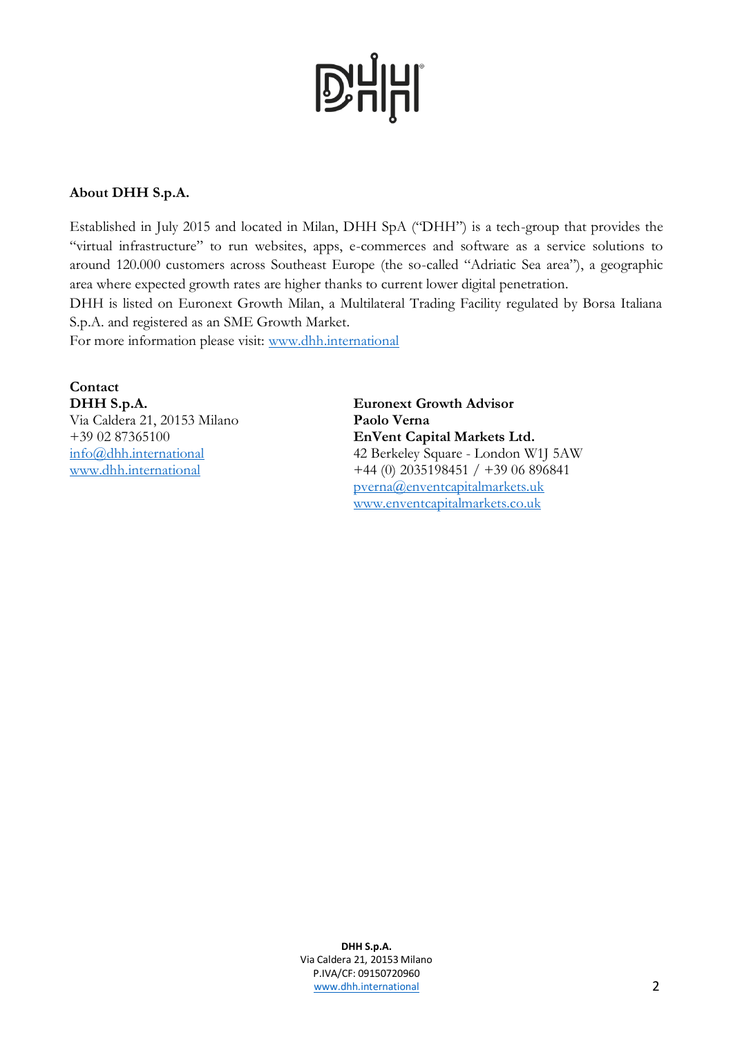**About DHH S.p.A.**

Established in July 2015 and located in Milan, DHH SpA ("DHH") is a tech-group that provides the "virtual infrastructure" to run websites, apps, e-commerces and software as a service solutions to around 120.000 customers across Southeast Europe (the so-called "Adriatic Sea area"), a geographic area where expected growth rates are higher thanks to current lower digital penetration.
DHH is listed on Euronext Growth Milan, a Multilateral Trading Facility regulated by Borsa Italiana S.p.A. and registered as an SME Growth Market.
For more information please visit: www.dhh.international

**Contact**
**DHH S.p.A.**
Via Caldera 21, 20153 Milano
+39 02 87365100
info@dhh.international
www.dhh.international

**Euronext Growth Advisor**
**Paolo Verna**
**EnVent Capital Markets Ltd.**
42 Berkeley Square - London W1J 5AW
+44 (0) 2035198451 / +39 06 896841
pverna@enventcapitalmarkets.uk
www.enventcapitalmarkets.co.uk